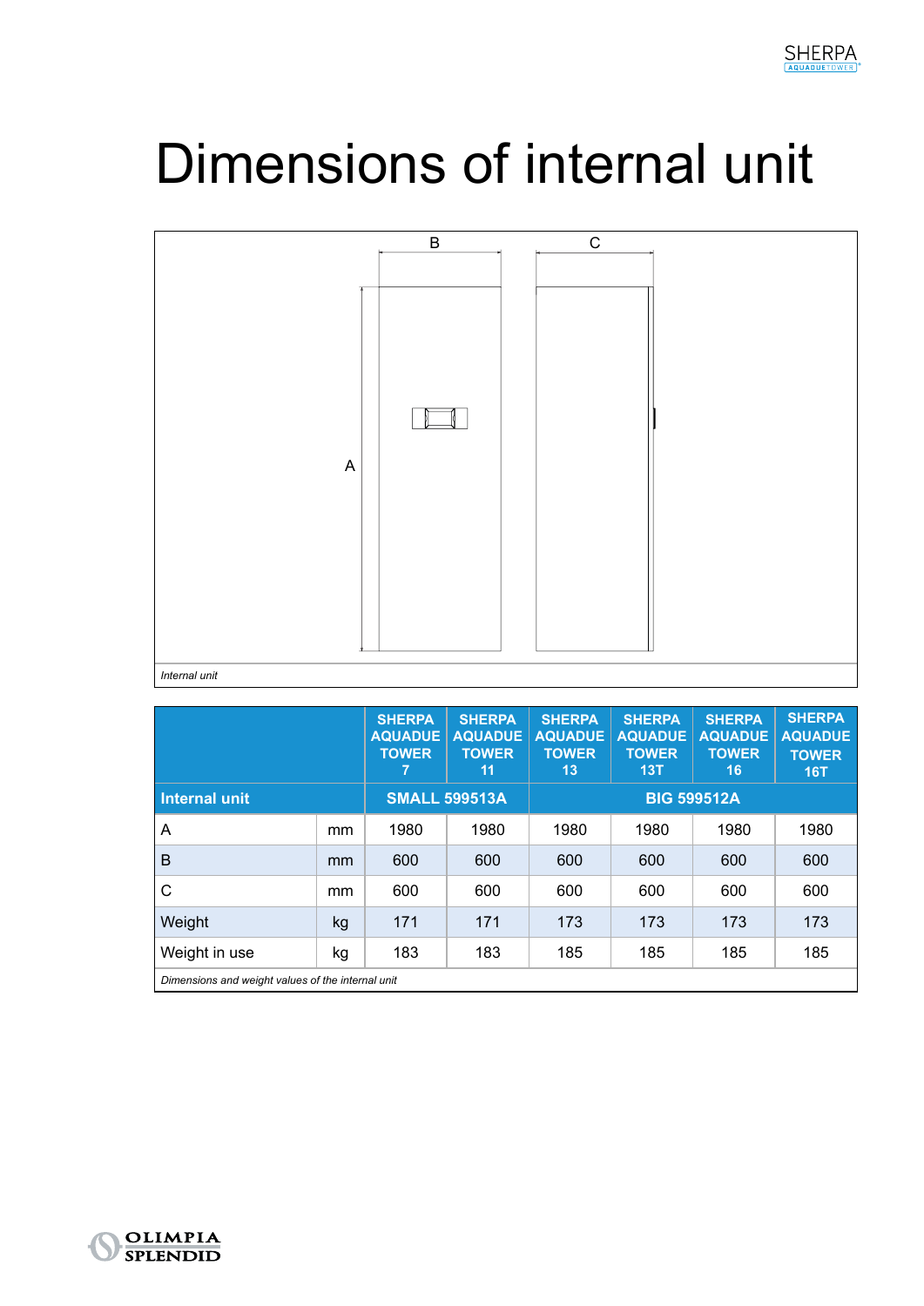# Dimensions of internal unit

*Internal unit*

| Internal unit | | SHERPA AQUADUE TOWER 7 | SHERPA AQUADUE TOWER 11 | SHERPA AQUADUE TOWER 13 | SHERPA AQUADUE TOWER 13T | SHERPA AQUADUE TOWER 16 | SHERPA AQUADUE TOWER 16T |
|---|---|---|---|---|---|---|---|
| | | SMALL 599513A | | BIG 599512A | | | |
| A | mm | 1980 | 1980 | 1980 | 1980 | 1980 | 1980 |
| B | mm | 600 | 600 | 600 | 600 | 600 | 600 |
| C | mm | 600 | 600 | 600 | 600 | 600 | 600 |
| Weight | kg | 171 | 171 | 173 | 173 | 173 | 173 |
| Weight in use | kg | 183 | 183 | 185 | 185 | 185 | 185 |

*Dimensions and weight values of the internal unit*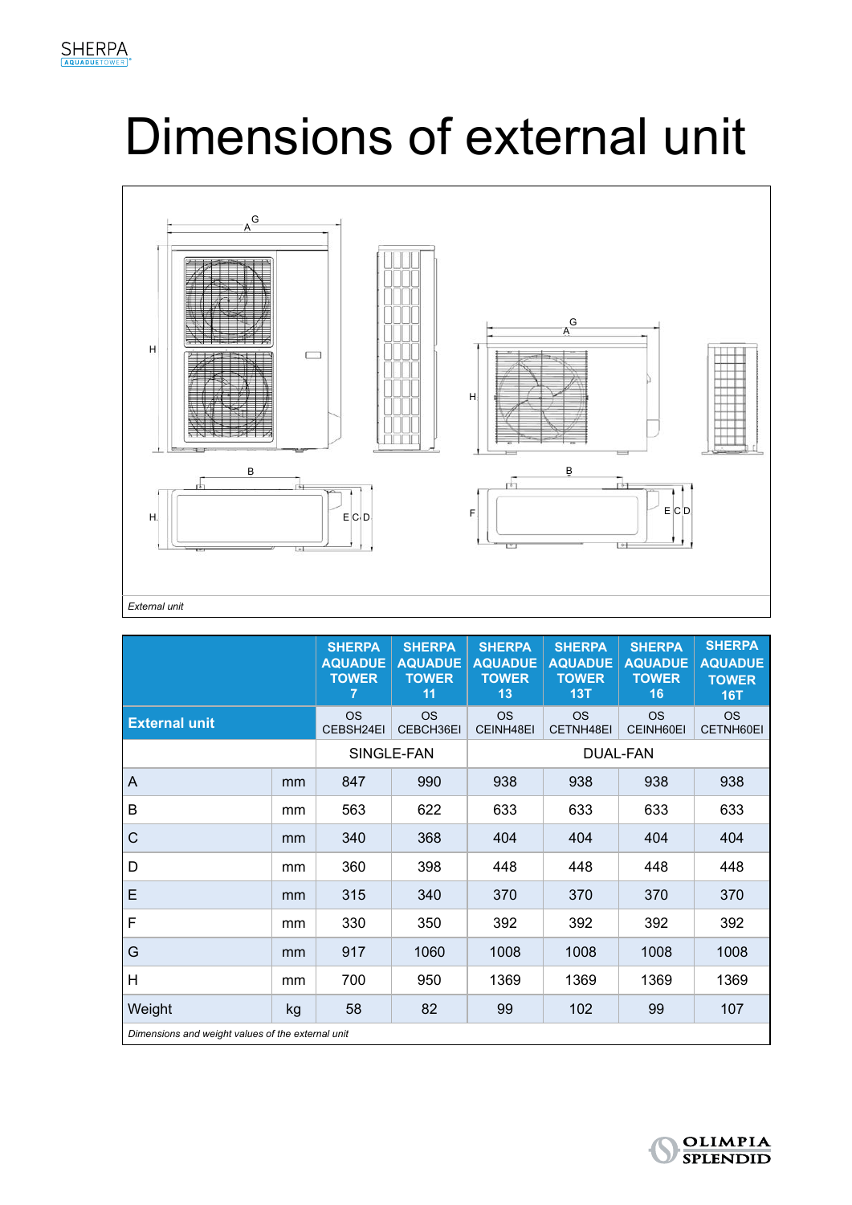# Dimensions of external unit

*External unit*

| External unit | | SHERPA AQUADUE TOWER 7 | SHERPA AQUADUE TOWER 11 | SHERPA AQUADUE TOWER 13 | SHERPA AQUADUE TOWER 13T | SHERPA AQUADUE TOWER 16 | SHERPA AQUADUE TOWER 16T |
|---|---|---|---|---|---|---|---|
| | | OS CEBSH24EI | OS CEBCH36EI | OS CEINH48EI | OS CETNH48EI | OS CEINH60EI | OS CETNH60EI |
| | | SINGLE-FAN | | DUAL-FAN | | | |
| A | mm | 847 | 990 | 938 | 938 | 938 | 938 |
| B | mm | 563 | 622 | 633 | 633 | 633 | 633 |
| C | mm | 340 | 368 | 404 | 404 | 404 | 404 |
| D | mm | 360 | 398 | 448 | 448 | 448 | 448 |
| E | mm | 315 | 340 | 370 | 370 | 370 | 370 |
| F | mm | 330 | 350 | 392 | 392 | 392 | 392 |
| G | mm | 917 | 1060 | 1008 | 1008 | 1008 | 1008 |
| H | mm | 700 | 950 | 1369 | 1369 | 1369 | 1369 |
| Weight | kg | 58 | 82 | 99 | 102 | 99 | 107 |

*Dimensions and weight values of the external unit*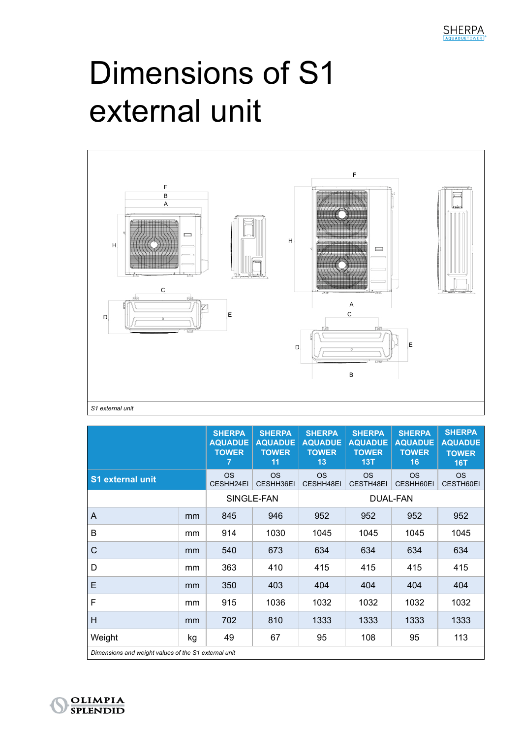# Dimensions of S1 external unit

F
B
A
H
C
D
E
F
H
A
C
D
E
B

*S1 external unit*

| S1 external unit | | SHERPA AQUADUE TOWER 7 | SHERPA AQUADUE TOWER 11 | SHERPA AQUADUE TOWER 13 | SHERPA AQUADUE TOWER 13T | SHERPA AQUADUE TOWER 16 | SHERPA AQUADUE TOWER 16T |
|---|---|---|---|---|---|---|---|
| | | OS CESHH24EI | OS CESHH36EI | OS CESHH48EI | OS CESTH48EI | OS CESHH60EI | OS CESTH60EI |
| | | SINGLE-FAN | | DUAL-FAN | | | |
| A | mm | 845 | 946 | 952 | 952 | 952 | 952 |
| B | mm | 914 | 1030 | 1045 | 1045 | 1045 | 1045 |
| C | mm | 540 | 673 | 634 | 634 | 634 | 634 |
| D | mm | 363 | 410 | 415 | 415 | 415 | 415 |
| E | mm | 350 | 403 | 404 | 404 | 404 | 404 |
| F | mm | 915 | 1036 | 1032 | 1032 | 1032 | 1032 |
| H | mm | 702 | 810 | 1333 | 1333 | 1333 | 1333 |
| Weight | kg | 49 | 67 | 95 | 108 | 95 | 113 |

*Dimensions and weight values of the S1 external unit*